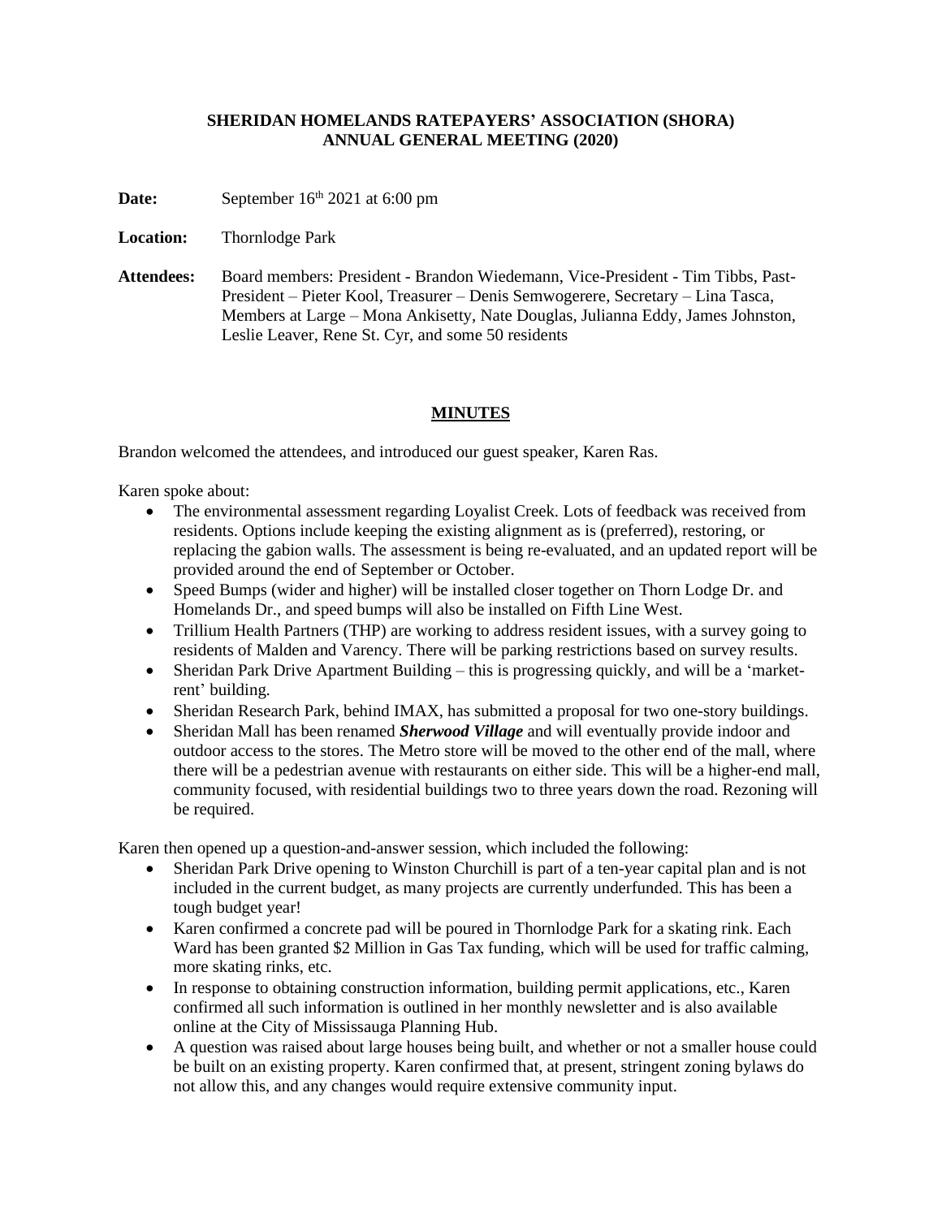# SHERIDAN HOMELANDS RATEPAYERS' ASSOCIATION (SHORA)
# ANNUAL GENERAL MEETING (2020)

**Date:** September 16th 2021 at 6:00 pm

**Location:** Thornlodge Park

**Attendees:** Board members: President - Brandon Wiedemann, Vice-President - Tim Tibbs, Past-President – Pieter Kool, Treasurer – Denis Semwogerere, Secretary – Lina Tasca, Members at Large – Mona Ankisetty, Nate Douglas, Julianna Eddy, James Johnston, Leslie Leaver, Rene St. Cyr, and some 50 residents

## MINUTES

Brandon welcomed the attendees, and introduced our guest speaker, Karen Ras.

Karen spoke about:

- The environmental assessment regarding Loyalist Creek. Lots of feedback was received from residents. Options include keeping the existing alignment as is (preferred), restoring, or replacing the gabion walls. The assessment is being re-evaluated, and an updated report will be provided around the end of September or October.
- Speed Bumps (wider and higher) will be installed closer together on Thorn Lodge Dr. and Homelands Dr., and speed bumps will also be installed on Fifth Line West.
- Trillium Health Partners (THP) are working to address resident issues, with a survey going to residents of Malden and Varency. There will be parking restrictions based on survey results.
- Sheridan Park Drive Apartment Building – this is progressing quickly, and will be a 'market-rent' building.
- Sheridan Research Park, behind IMAX, has submitted a proposal for two one-story buildings.
- Sheridan Mall has been renamed ***Sherwood Village*** and will eventually provide indoor and outdoor access to the stores. The Metro store will be moved to the other end of the mall, where there will be a pedestrian avenue with restaurants on either side. This will be a higher-end mall, community focused, with residential buildings two to three years down the road. Rezoning will be required.

Karen then opened up a question-and-answer session, which included the following:

- Sheridan Park Drive opening to Winston Churchill is part of a ten-year capital plan and is not included in the current budget, as many projects are currently underfunded. This has been a tough budget year!
- Karen confirmed a concrete pad will be poured in Thornlodge Park for a skating rink. Each Ward has been granted $2 Million in Gas Tax funding, which will be used for traffic calming, more skating rinks, etc.
- In response to obtaining construction information, building permit applications, etc., Karen confirmed all such information is outlined in her monthly newsletter and is also available online at the City of Mississauga Planning Hub.
- A question was raised about large houses being built, and whether or not a smaller house could be built on an existing property. Karen confirmed that, at present, stringent zoning bylaws do not allow this, and any changes would require extensive community input.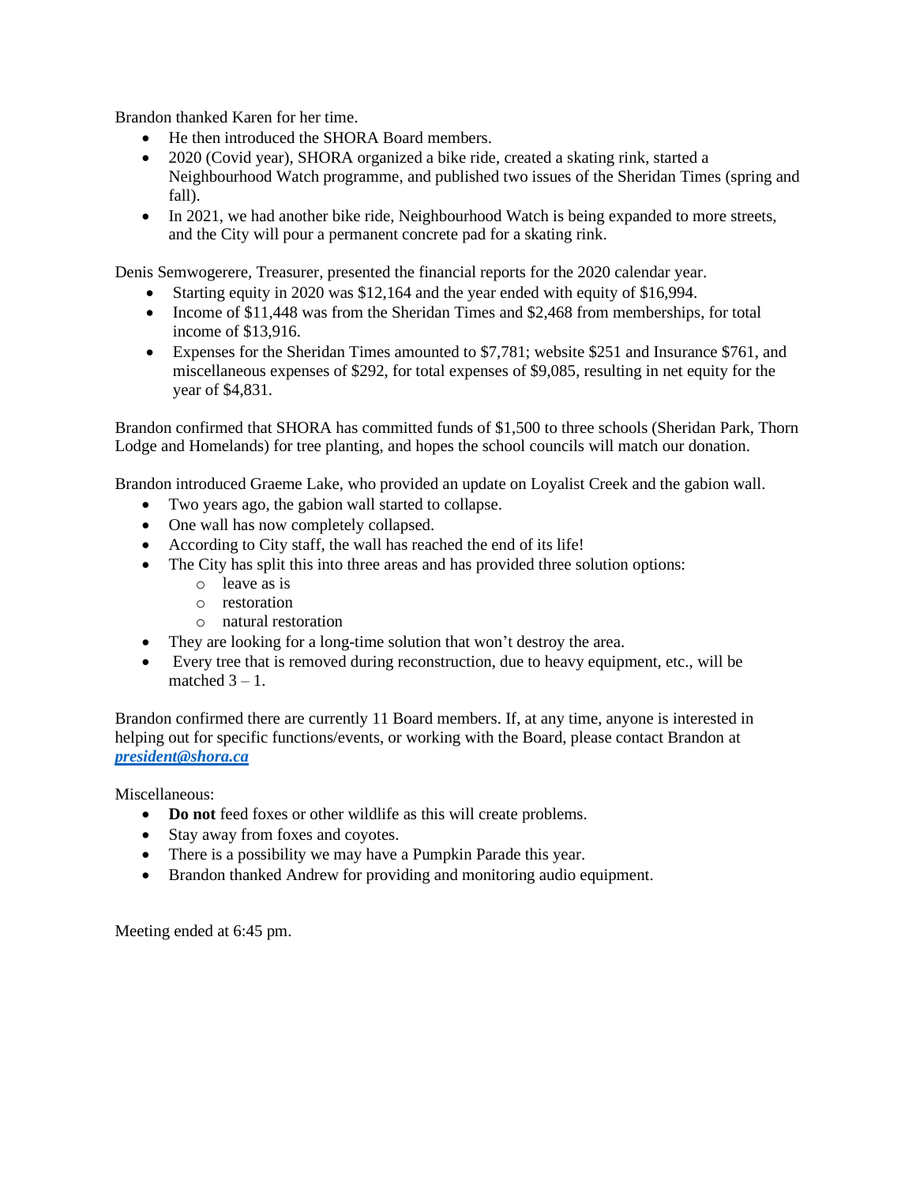Brandon thanked Karen for her time.

- He then introduced the SHORA Board members.
- 2020 (Covid year), SHORA organized a bike ride, created a skating rink, started a Neighbourhood Watch programme, and published two issues of the Sheridan Times (spring and fall).
- In 2021, we had another bike ride, Neighbourhood Watch is being expanded to more streets, and the City will pour a permanent concrete pad for a skating rink.

Denis Semwogerere, Treasurer, presented the financial reports for the 2020 calendar year.

- Starting equity in 2020 was $12,164 and the year ended with equity of $16,994.
- Income of $11,448 was from the Sheridan Times and $2,468 from memberships, for total income of $13,916.
- Expenses for the Sheridan Times amounted to $7,781; website $251 and Insurance $761, and miscellaneous expenses of $292, for total expenses of $9,085, resulting in net equity for the year of $4,831.

Brandon confirmed that SHORA has committed funds of $1,500 to three schools (Sheridan Park, Thorn Lodge and Homelands) for tree planting, and hopes the school councils will match our donation.

Brandon introduced Graeme Lake, who provided an update on Loyalist Creek and the gabion wall.

- Two years ago, the gabion wall started to collapse.
- One wall has now completely collapsed.
- According to City staff, the wall has reached the end of its life!
- The City has split this into three areas and has provided three solution options:
    - leave as is
    - restoration
    - natural restoration
- They are looking for a long-time solution that won't destroy the area.
- Every tree that is removed during reconstruction, due to heavy equipment, etc., will be matched 3 – 1.

Brandon confirmed there are currently 11 Board members. If, at any time, anyone is interested in helping out for specific functions/events, or working with the Board, please contact Brandon at ***president@shora.ca***

Miscellaneous:

- **Do not** feed foxes or other wildlife as this will create problems.
- Stay away from foxes and coyotes.
- There is a possibility we may have a Pumpkin Parade this year.
- Brandon thanked Andrew for providing and monitoring audio equipment.

Meeting ended at 6:45 pm.